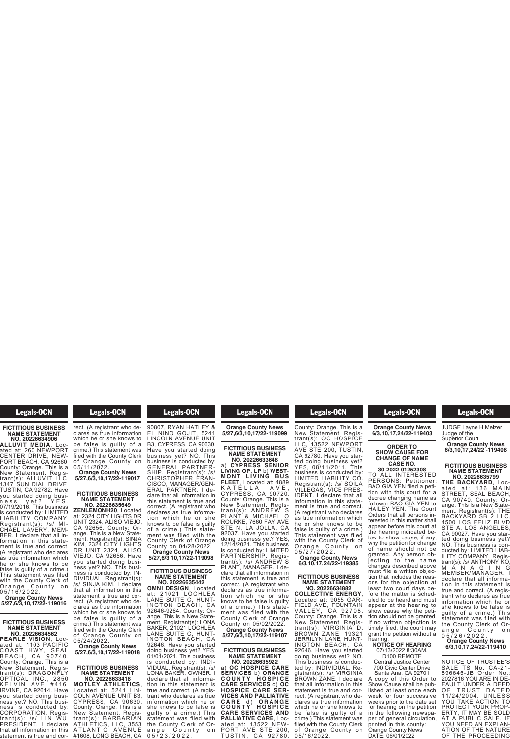FICTITIOUS BUSINESS NAME STATEMENT NO. 20226634906

**ALLUVIT MEDIA**, Located at: 260 NEWPORT CENTER DRIVE, NEWPORT BEACH, CA 92660. County: Orange. This is a New Statement. Registrant(s): ALLUVIT LLC, 1347 SUN DIAL DRIVE, TUSTIN, CA 92782. Have you started doing business yet? YES, 07/19/2016. This business is conducted by: LIMITED LIABILITY COMPANY. Registrant(s): /s/ MICHAEL LAVERY, MEMBER. I declare that all information in this statement is true and correct. (A registrant who declares as true information which he or she knows to be false is guilty of a crime.) This statement was filed with the County Clerk of Orange County on 05/16/2022.

**Orange County News 5/27,6/3,10,17/22-119016**

FICTITIOUS BUSINESS NAME STATEMENT NO. 20226634562

**PEARLE VISION**, Located at: 1103 PACIFIC COAST HWY, SEAL BEACH, CA 90740. County: Orange. This is a New Statement. Registrant(s): DRAGONFLY OPTICAL INC., 2850 KELVIN AVE #416, IRVINE, CA 92614. Have you started doing business yet? NO. This business is conducted by: CORPORATION. Registrant(s): /s/ LIN WU, PRESIDENT. I declare that all information in this statement is true and correct. (A registrant who declares as true information which he or she knows to be false is guilty of a crime.) This statement was filed with the County Clerk of Orange County on 05/11/2022.

**Orange County News 5/27,6/3,10,17/22-119017**

FICTITIOUS BUSINESS NAME STATEMENT NO. 20226635649

**ZENLEMONH20**, Located at: 2324 CITY LIGHTS DR UNIT 2324, ALISO VIEJO, CA 92656. County: Orange. This is a New Statement. Registrant(s): SINJA KIM, 2324 CITY LIGHTS DR UNIT 2324, ALISO VIEJO, CA 92656. Have you started doing business yet? NO. This business is conducted by: INDIVIDUAL. Registrant(s): /s/ SINJA KIM. I declare that all information in this statement is true and correct. (A registrant who declares as true information which he or she knows to be false is guilty of a crime.) This statement was filed with the County Clerk of Orange County on 05/24/2022.

**Orange County News 5/27,6/3,10,17/22-119018**

FICTITIOUS BUSINESS NAME STATEMENT NO. 20226633418

**MOTLEY ATHLETICS**, Located at: 5241 LINCOLN AVENUE UNIT B3, CYPRESS, CA 90630. County: Orange. This is a New Statement. Registrant(s): BARBARIAN ATHLETICS, LLC, 3553 ATLANTIC AVENUE #1608, LONG BEACH, CA 90807, RYAN HATLEY & EL NINO GOJIT, 5241 LINCOLN AVENUE UNIT B3, CYPRESS, CA 90630. Have you started doing business yet? NO. This business is conducted by: GENERAL PARTNERSHIP. Registrant(s): /s/ CHRISTOPHER FRANCISCO, MANAGER/GENERAL PARTNER. I declare that all information in this statement is true and correct. (A registrant who declares as true information which he or she knows to be false is guilty of a crime.) This statement was filed with the County Clerk of Orange County on 04/28/2022.

**Orange County News 5/27,6/3,10,17/22-119098**

FICTITIOUS BUSINESS NAME STATEMENT NO. 20226635442

**OMNI DESIGN**, Located at: 21021 LOCHLEA LANE SUITE C, HUNTINGTON BEACH, CA 92646-9264. County: Orange. This is a New Statement. Registrant(s): LONA BAKER, 21021 LOCHLEA LANE SUITE C, HUNTINGTON BEACH, CA 92646. Have you started doing business yet? YES, 01/01/2021. This business is conducted by: INDIVIDUAL. Registrant(s): /s/ LONA BAKER, OWNER. I declare that all information in this statement is true and correct. (A registrant who declares as true information which he or she knows to be false is guilty of a crime.) This statement was filed with the County Clerk of Orange County on 05/23/2022.

**Orange County News 5/27,6/3,10,17/22-119099**

FICTITIOUS BUSINESS NAME STATEMENT NO. 20226633648

a) **CYPRESS SENIOR LIVING OP, LP** b) **WESTMONT LIVING BUS FLEET**, Located at: 4889 KATELLA AVE, CYPRESS, CA 90720. County: Orange. This is a New Statement. Registrant(s): ANDREW S PLANT & MICHAEL O ROURKE, 7660 FAY AVE STE N, LA JOLLA, CA 92037. Have you started doing business yet? YES, 12/14/2021. This business is conducted by: LIMITED PARTNERSHIP. Registrant(s): /s/ ANDREW S PLANT, MANAGER. I declare that all information in this statement is true and correct. (A registrant who declares as true information which he or she knows to be false is guilty of a crime.) This statement was filed with the County Clerk of Orange County on 05/02/2022.

**Orange County News 5/27,6/3,10,17/22-119107**

FICTITIOUS BUSINESS NAME STATEMENT NO. 20226635922

a) **OC HOSPICE CARE SERVICES** b) **ORANGE COUNTY HOSPICE CARE SERVICES** c) **OC HOSPICE CARE SERVICES AND PALLIATIVE CARE** d) **ORANGE COUNTY HOSPICE CARE SERVICES AND PALLIATIVE CARE**, Located at: 13522 NEWPORT AVE STE 200, TUSTIN, CA 92780. County: Orange. This is a New Statement. Registrant(s): OC HOSPICE LLC, 13522 NEWPORT AVE STE 200, TUSTIN, CA 92780. Have you started doing business yet? YES, 08/11/2011. This business is conducted by: LIMITED LIABILITY CO. Registrant(s): /s/ SOILA VILLEGAS, VICE PRESIDENT. I declare that all information in this statement is true and correct. (A registrant who declares as true information which he or she knows to be false is guilty of a crime.) This statement was filed with the County Clerk of Orange County on 05/27/2022.

**Orange County News 6/3,10,17,24/22-119385**

FICTITIOUS BUSINESS NAME STATEMENT NO. 20226634882

**COLLECTIVE ENERGY**, Located at: 9055 GARFIELD AVE, FOUNTAIN VALLEY, CA 92708. County: Orange. This is a New Statement. Registrant(s): VIRGINIA D. BROWN ZANE, 19321 JERRILYN LANE, HUNTINGTON BEACH, CA 92646. Have you started doing business yet? NO. This business is conducted by: INDIVIDUAL. Registrant(s): /s/ VIRGINIA BROWN ZANE. I declare that all information in this statement is true and correct. (A registrant who declares as true information which he or she knows to be false is guilty of a crime.) This statement was filed with the County Clerk of Orange County on 05/16/2022.

**Orange County News 6/3,10,17,24/22-119403**

ORDER TO SHOW CAUSE FOR CHANGE OF NAME CASE NO. 30-2022-01252308

TO ALL INTERESTED PERSONS: Petitioner: BAO GIA YEN filed a petition with this court for a decree changing name as follows: BAO GIA YEN to HAILEY YEN. The Court Orders that all persons interested in this matter shall appear before this court at the hearing indicated below to show cause, if any, why the petition for change of name should not be granted. Any person objecting to the name changes described above must file a written objection that includes the reasons for the objection at least two court days before the matter is scheduled to be heard and must appear at the hearing to show cause why the petition should not be granted. If no written objection is timely filed, the court may grant the petition without a hearing.

**NOTICE OF HEARING**
07/13/2022 8:30AM.
D100 REMOTE
Central Justice Center
700 Civic Center Drive
Santa Ana, CA 92701

A copy of this Order to Show Cause shall be published at least once each week for four successive weeks prior to the date set for hearing on the petition in the following newspaper of general circulation, printed in this county: Orange County News
DATE: 06/01/2022
JUDGE Layne H Melzer
Judge of the Superior Court

**Orange County News 6/3,10,17,24/22 -119408**

FICTITIOUS BUSINESS NAME STATEMENT NO. 20226635799

**THE BACKYARD**, Located at: 136 MAIN STREET, SEAL BEACH, CA 90740. County: Orange. This is a New Statement. Registrant(s): THE BACKYARD SB 2 LLC, 4500 LOS FELIZ BLVD STE A, LOS ANGELES, CA 90027. Have you started doing business yet? NO. This business is conducted by: LIMITED LIABILITY COMPANY. Registrant(s): /s/ ANTHONY KO, MANAGING MEMBER/MANAGER. I declare that all information in this statement is true and correct. (A registrant who declares as true information which he or she knows to be false is guilty of a crime.) This statement was filed with the County Clerk of Orange County on 05/26/2022.

**Orange County News 6/3,10,17,24/22-119410**

NOTICE OF TRUSTEE'S SALE TS No. CA-21-896645-JB Order No.: 2027816 YOU ARE IN DEFAULT UNDER A DEED OF TRUST DATED 11/24/2004. UNLESS YOU TAKE ACTION TO PROTECT YOUR PROPERTY, IT MAY BE SOLD AT A PUBLIC SALE. IF YOU NEED AN EXPLANATION OF THE NATURE OF THE PROCEEDING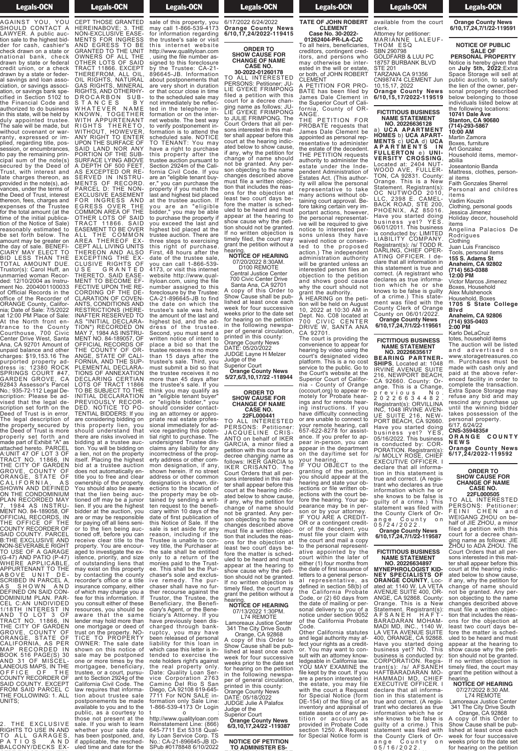AGAINST YOU, YOU SHOULD CONTACT A LAWYER. A public auction sale to the highest bidder for cash, cashier's check drawn on a state or national bank, check drawn by state or federal credit union, or a check drawn by a state or federal savings and loan association, or savings association, or savings bank specified in Section 5102 to the Financial Code and authorized to do business in this state, will be held by duly appointed trustee. The sale will be made, but without covenant or warranty, expressed or implied, regarding title, possession, or encumbrances, to pay the remaining principal sum of the note(s) secured by the Deed of Trust, with interest and late charges thereon, as provided in the note(s), advances, under the terms of the Deed of Trust, interest thereon, fees, charges and expenses of the Trustee for the total amount (at the time of the initial publication of the Notice of Sale) reasonably estimated to be set forth below. The amount may be greater on the day of sale. BENEFICIARY MAY ELECT TO BID LESS THAN THE TOTAL AMOUNT DUE. Trustor(s): Carol Huff, an unmarried woman Recorded: 12/10/2004 as Instrument No. 2004001100033 of Official Records in the office of the Recorder of ORANGE County, California; Date of Sale: 7/5/2022 at 12:00 PM Place of Sale: At the North front entrance to the County Courthouse, 700 Civic Center Drive West, Santa Ana, CA 92701 Amount of unpaid balance and other charges: $19,153.16 The purported property address is: 12380 ROCK SPRINGS COURT #47, GARDEN GROVE, CA 92843 Assessor's Parcel No.: 935-72-112 Legal Description: Please be advised that the legal description set forth on the Deed of Trust is in error. The legal description of the property secured by the Deed of Trust is more property set forth and made part of Exhibit "A" as attached hereto. PARCEL A:UNIT 47 OF LOT 3 OF TRACT NO. 11866, IN THE CITY OF GARDEN GROVE, COUNTY OF ORANGE, STATE OF CALIFORNIA, AS SHOWN AND DEFINED ON THE CONDOMINIUM PLAN RECORDED MAY 7, 1984 AS INSTRUMENT NO 84-189058, OF OFFICIAL RECORDS, IN THE OFFICE OF THE COUNTY RECORDER OF SAID COUNTY. PARCEL B:THE EXCLUSIVE AND NON-SEVERABLE RIGHT TO USE OF A GARAGE (G-47) AND PATIO (P-47) WHERE APPLICABLE, APPURTENANT TO THE ABOVE UNIT DESCRIBED IN PARCEL A, AS SHOWN AND DEFINED ON SAID CONDOMINIUM PLAN. PARCEL C:AN UNDIVIDED 1/18TH INTEREST IN AND TO LOT 3 OF TRACT NO. 11866, IN THE CITY OF GARDEN GROVE, COUNTY OF ORANGE, STATE OF CALIFORNIA, AS PER MAP RECORDED IN BOOK 516 PAGE(S) 30 AND 31 OF MISCELLANEOUS MAPS, IN THE OFFICE OF THE COUNTY RECORDER OF SAID COUNTY. EXCEPT FROM SAID PARCEL C THE FOLLOWING: 1. ALL UNITS;

2. THE EXCLUSIVE RIGHTS TO USE IN AND TO ALL GARAGES, PATIOS AND BALCONY/DECKS EXCEPT THOSE GRANTED HEREINABOVE; 3. THE NON-EXCLUSIVE EASEMENTS FOR INGRESS AND EGRESS TO BE GRANTED TO THE UNIT OWNERS OF ALL THE OTHER LOTS OF SAID TRACT 11866. EXCEPT THEREFROM, ALL OIL, OIL RIGHTS, NATURAL GAS RIGHTS, MINERAL RIGHTS, AND OTHERHYDROCARBON SUBSTANCES BY WHATEVER NAME KNOWN, TOGETHER WITH APPURTENANT RIGHTS THERETO, WITHOUT, HOWEVER, ANY RIGHT TO ENTER UPON THE SURFACE OF SAID LAND NOR ANY PORTION OF THE SUBSURFACE LYING ABOVE A DEPTH OF 500 FEET, AS EXCEPTED OR RESERVED IN INSTRUMENTS OF RECORD. PARCEL D: THE NON-EXCLUSIVE EASEMENT FOR INGRESS AND EGRESS OVER THE COMMON AREA OF THE OTHER LOTS OF SAID TRACT 11866. SAID EASEMENT TO BE OVER ALL THE COMMON AREA THEREOF EXCEPT ALL LIVING UNITS THEREON AND ALSO EXCEPTING THE EXCLUSIVE RIGHTS OF USE GRANTED THERETO. SAID EASEMENT TO BECOME EFFECTIVE UPON THE RECORDING OF THE DECLARATION OF COVENANTS, CONDITIONS AND RESTRICTIONS (HEREINAFTER RESERVED TO AS "INITIAL DECLARATION") RECORDED ON MAY 7, 1984 AS INSTRUMENT NO. 84-189057, OF OFFICIAL RECORDS OF THE COUNTY OF ORANGE, STATE OF CALIFORNIA, AND THE SUPPLEMENTAL DECLARATIONS OF ANNEXATION DECLARING CERTIAN LOTS OF TRACT 11866 TO BE SUBJECT TO THE INITIAL DECLARATION PREVIOUSLY RECORDED. NOTICE TO POTENTIAL BIDDERS: If you are considering bidding on this property lien, you should understand that there are risks involved in bidding at a trustee auction. You will be bidding on a lien, not on the property itself. Placing the highest bid at a trustee auction does not automatically entitle you to free and clear ownership of the property. You should also be aware that the lien being auctioned off may be a junior lien. If you are the highest bidder at the auction, you are or may be responsible for paying off all liens senior to the lien being auctioned off, before you can receive clear title to the property. You are encouraged to investigate the existence, priority, and size of outstanding liens that may exist on this property by contacting the county recorder's office or a title insurance company, either of which may charge you a fee for this information. If you consult either of these resources, you should be aware that the same lender may hold more than one mortgage or deed of trust on the property. NOTICE TO PROPERTY OWNER: The sale date shown on this notice of sale may be postponed one or more times by the mortgagee, beneficiary, trustee, or a court, pursuant to Section 2924g of the California Civil Code. The law requires that information about trustee sale postponements be made available to you and to the public, as a courtesy to those not present at the sale. If you wish to learn whether your sale date has been postponed, and, if applicable, the rescheduled time and date for the sale of this property, you may call 1-866-539-4173 for information regarding the trustee's sale or visit this internet website http://www.qualityloan.com, using the file number assigned to this foreclosure by the Trustee: CA-21-896645-JB. Information about postponements that are very short in duration or that occur close in time to the scheduled sale may not immediately be reflected in the telephone information or on the internet website. The best way to verify postponement information is to attend the scheduled sale. NOTICE TO TENANT: You may have a right to purchase this property after the trustee auction pursuant to Section 2924m of the California Civil Code. If you are an "eligible tenant buyer," you can purchase the property if you match the last and highest bid placed at the trustee auction. If you are an "eligible bidder," you may be able to purchase the property if you exceed the last and highest bid placed at the trustee auction. There are three steps to exercising this right of purchase. First, 48 hours after the date of the trustee sale, you can call 1-866-539-4173, or visit this internet website http://www.qualityloan.com, using the file number assigned to this foreclosure by the Trustee: CA-21-896645-JB to find the date on which the trustee's sale was held, the amount of the last and highest bid, and the address of the trustee. Second, you must send a written notice of intent to place a bid so that the trustee receives it no more than 15 days after the trustee's sale. Third, you must submit a bid so that the trustee receives it no more than 45 days after the trustee's sale. If you think you may qualify as an "eligible tenant buyer" or "eligible bidder," you should consider contacting an attorney or appropriate real estate professional immediately for advice regarding this potential right to purchase. The undersigned Trustee disclaims any liability for any incorrectness of the property address or other common designation, if any, shown herein. If no street address or other common designation is shown, directions to the location of the property may be obtained by sending a written request to the beneficiary within 10 days of the date of first publication of this Notice of Sale. If the sale is set aside for any reason, including if the Trustee is unable to convey title, the Purchaser at the sale shall be entitled only to a return of the monies paid to the Trustee. This shall be the Purchaser's sole and exclusive remedy. The purchaser shall have no further recourse against the Trustor, the Trustee, the Beneficiary, the Beneficiary's Agent, or the Beneficiary's Attorney. If you have previously been discharged through bankruptcy, you may have been released of personal liability for this loan in which case this letter is intended to exercise the note holders right's against the real property only. Date: Quality Loan Service Corporation 2763 Camino Del Rio S San Diego, CA 92108 619-645-7711 For NON SALE information only Sale Line: 1-866-539-4173 Or Login to: http://www.qualityloan.com Reinstatement Line: (866) 645-7711 Ext 5318 Quality Loan Service Corp. TS No.: CA-21-896645-JB IDSPub #0178848 6/10/2022 6/17/2022 6/24/2022

**Orange County News 6/10,17,24/2022-119415**

---

**ORDER TO SHOW CAUSE FOR CHANGE OF NAME CASE NO. 30-2022-01260178**

TO ALL INTERESTED PERSONS: Petitioner: JULIE GYEKE FRIMPONG filed a petition with this court for a decree changing name as follows: JULIE GYEKE FRIMPONG to JULIE FRIMPONG. The Court Orders that all persons interested in this matter shall appear before this court at the hearing indicated below to show cause, if any, why the petition for change of name should not be granted. Any person objecting to the name changes described above must file a written objection that includes the reasons for the objection at least two court days before the matter is scheduled to be heard and must appear at the hearing to show cause why the petition should not be granted. If no written objection is timely filed, the court may grant the petition without a hearing.

**NOTICE OF HEARING**
07/20/2022 8:30AM.
D100 REMOTE
Central Justice Center
700 Civic Center Drive
Santa Ana, CA 92701

A copy of this Order to Show Cause shall be published at least once each week for four successive weeks prior to the date set for hearing on the petition in the following newspaper of general circulation, printed in this county: Orange County News
DATE: 05/20/2022
JUDGE Layne H Melzer
Judge of the Superior Court

**Orange County News 5/27,6/3,10,17/22 -118944**

---

**ORDER TO SHOW CAUSE FOR CHANGE OF NAME CASE NO. 22FL000441**

TO ALL INTERESTED PERSONS: Petitioner: JACQUELINE CRISANTO on behalf of IKER GARCIA, a minor filed a petition with this court for a decree changing names as follows: IKER GARCIA to IKER CRISANTO. The Court Orders that all persons interested in this matter shall appear before this court at the hearing indicated below to show cause, if any, why the petition for change of name should not be granted. Any person objecting to the name changes described above must file a written objection that includes the reasons for the objection at least two court days before the matter is scheduled to be heard and must appear at the hearing to show cause why the petition should not be granted. If no written objection is timely filed, the court may grant the petition without a hearing.

**NOTICE OF HEARING**
07/13/2022 1:30PM.
L74 REMOTE
Lamoreaux Justice Center
341 The City Drive South
Orange, CA 92868

A copy of this Order to Show Cause shall be published at least once each week for four successive weeks prior to the date set for hearing on the petition in the following newspaper of general circulation, printed in this county: Orange County News
DATE: 05/18/2022
JUDGE Julie A Palafox
Judge of the Superior Court

**Orange County News 6/3,10,17,24/22 -119387**

---

**NOTICE OF PETITION TO ADMINISTER ESTATE OF JOHN ROBERT CLEMENT Case No. 30-2022-01262404-PR-LA-CJC**

To all heirs, beneficiaries, creditors, contingent creditors, and persons who may otherwise be interested in the will or estate, or both, of JOHN ROBERT CLEMENT

A PETITION FOR PROBATE has been filed by James Dale Clement in the Superior Court of California, County of ORANGE.

THE PETITION FOR PROBATE requests that James Dale Clement be appointed as personal representative to administer the estate of the decedent. THE PETITION requests authority to administer the estate under the Independent Administration of Estates Act. (This authority will allow the personal representative to take many actions without obtaining court approval. Before taking certain very important actions, however, the personal representative will be required to give notice to interested persons unless they have waived notice or consented to the proposed action.) The independent administration authority will be granted unless an interested person files an objection to the petition and shows good cause why the court should not grant the authority.

A HEARING on the petition will be held on August 10, 2022 at 10:30 AM in Dept. No. C08 located at 700 CIVIC CENTER DRIVE W, SANTA ANA CA 92701.

The court is providing the convenience to appear for hearing by video using the court's designated video platform. This is a no cost service to the public. Go to the Court's website at the Superior Court of California - County of Orange (occourt.org) to appear remotely for Probate hearings and for remote hearing instructions. If you have difficulty connecting or are unable to connect to your remote hearing, call 657-622-8278 for assistance. If you prefer to appear in-person, you can appear in the department on the day/time set for your hearing.

IF YOU OBJECT to the granting of the petition, you should appear at the hearing and state your objections or file written objections with the court before the hearing. Your appearance may be in person or by your attorney.

IF YOU ARE A CREDITOR or a contingent creditor of the decedent, you must file your claim with the court and mail a copy to the personal representative appointed by the court within the later of either (1) four months from the date of first issuance of letters to a general personal representative, as defined in section 58(b) of the California Probate Code, or (2) 60 days from the date of mailing or personal delivery to you of a notice under section 9052 of the California Probate Code.

Other California statutes and legal authority may affect your rights as a creditor. You may want to consult with an attorney knowledgeable in California law.

YOU MAY EXAMINE the file kept by the court. If you are a person interested in the estate, you may file with the court a Request for Special Notice (form DE-154) of the filing of an inventory and appraisal of estate assets or of any petition or account as provided in Probate Code section 1250. A Request for Special Notice form is available from the court clerk.

Attorney for petitioner:
MARIANNE LALEUF-THOM ESQ
SBN 290798
GOLDFARB & LUU PC
18757 BURBANK BLVD STE 201
TARZANA CA 91356
CN987474 CLEMENT Jun 10,15,17, 2022

**Orange County News 6/10,15,17/2022-119519**

---

**FICTITIOUS BUSINESS NAME STATEMENT NO. 20226636128**

a) **UCA APARTMENT HOMES** b) **UCA APARTMENTS** c) **UCA** d) **UCA APARTMENTS IN FULLERTON** e) **UNIVERSITY CROSSING**, Located at: 2404 NUTWOOD AVE, FULLERTON, CA 92831. County: Orange. This is a New Statement. Registrant(s): OC NUTWOOD 2010, LLC, 2398 E. CAMELBACK ROAD, STE 200, PHOENIX, AZ 85016. Have you started doing business yet? YES, 06/01/2011. This business is conducted by: LIMITED LIABILITY COMPANY. Registrant(s): /s/ TODD R. DARLING, CHIEF OPERATING OFFICER. I declare that all information in this statement is true and correct. (A registrant who declares as true information which he or she knows to be false is guilty of a crime.) This statement was filed with the County Clerk of Orange County on 06/01/2022.

**Orange County News 6/10,17,24,7/1/22-119561**

---

**FICTITIOUS BUSINESS NAME STATEMENT NO. 20226635617**

**BEARING PARTNERSHIPS**, Located at: 1048 IRVINE AVENUE SUITE 216, NEWPORT BEACH, CA 92660. County: Orange. This is a Change, previous No. 20226634482. Registrant(s): ORVILLINA INC, 1048 IRVINE AVENUE SUITE 216, NEWPORT BEACH, CA 92660. Have you started doing business yet? YES, 05/16/2022. This business is conducted by: CORPORATION. Registrant(s): /s/ MOLLY ROSE, CHIEF EXECUTIVE OFFICER. I declare that all information in this statement is true and correct. (A registrant who declares as true information which he or she knows to be false is guilty of a crime.) This statement was filed with the County Clerk of Orange County on 05/24/2022.

**Orange County News 6/10,17,24,7/1/22-119587**

---

**FICTITIOUS BUSINESS NAME STATEMENT NO. 20226634897**

**MYNEPHROLOGIST KIDNEY SPECIALISTS OF ORANGE COUNTY**, Located at: 1140 W. LA VETA AVENUE SUITE 400, ORANGE, CA 92868. County: Orange. This is a New Statement. Registrant(s): AFSANEH HAFTBARADARAN MOHAMMADI MD, INC., 1140 W. LA VETA AVENUE SUITE 400, ORANGE, CA 92868. Have you started doing business yet? NO. This business is conducted by: CORPORATION. Registrant(s): /s/ AFSANEH HAFTBARADARAN MOHAMMADI MD, CHIEF EXECUTIVE OFFICER. I declare that all information in this statement is true and correct. (A registrant who declares as true information which he or she knows to be false is guilty of a crime.) This statement was filed with the County Clerk of Orange County on 05/16/2022.

**Orange County News 6/10,17,24,7/1/22-119591**

---

**NOTICE OF PUBLIC SALE OF PERSONAL PROPERTY**

Notice is hereby given that on **July 5th, 2022**, Extra Space Storage will sell at public auction, to satisfy the lien of the owner, personal property described below belonging to those individuals listed below at the following locations:

**10741 Dale Ave Stanton, CA 90680 (714)-293-5867 10:00 AM**
Martin Zamora
Boxes, furniture
Art Gonzalez
Household items, memorabilia
Joseantonio Banda
Mattress, clothes, personal items
Faith Gonzales Sherret
Personal and childres items
Vadim Kouzin
Clothing, personal goods
Jessica Jimenez
Holiday decor, household items
Angelina Palacios De Rodrigues
Clothing
Juan Luis Francisco
Tools, personal items

**155 S. Adams St Anaheim, CA 92802 (714) 563-0388 12:00 PM**
Victor Marcos Jimenez
Boxes, Household
Alex Mulshenock
Household, Boxes

**1705 S State College Blvd Anaheim, CA 92806 (714) 935-0403 2:00 PM**
Karlo DeLaCruz
totes, household items

The auction will be listed and advertised on www.storagetreasures.com. Purchases must be made with cash only and paid at the above referenced facility in order to complete the transaction. Extra Space Storage may refuse any bid and may rescind any purchase up until the winning bidder takes possession of the personal property.
6/17, 6/24/22
CNS-3594835#

**ORANGE COUNTY NEWS Orange County News 6/17,24/2022-119592**

---

**ORDER TO SHOW CAUSE FOR CHANGE OF NAME CASE NO. 22FL000505**

TO ALL INTERESTED PERSONS: Petitioner: FEINI CHEN and WEIGANG ZHOU on behalf of JIE ZHOU, a minor filed a petition with this court for a decree changing names as follows: JIE ZHOU to ADA ZHOU. The Court Orders that all persons interested in this matter shall appear before this court at the hearing indicated below to show cause, if any, why the petition for change of name should not be granted. Any person objecting to the name changes described above must file a written objection that includes the reasons for the objection at least two court days before the matter is scheduled to be heard and must appear at the hearing to show cause why the petition should not be granted. If no written objection is timely filed, the court may grant the petition without a hearing.

**NOTICE OF HEARING**
07/27/2022 8:30 AM.
L74 REMOTE
Lamoreaux Justice Center
341 The City Drive South
Orange, CA 92868

A copy of this Order to Show Cause shall be published at least once each week for four successive weeks prior to the date set for hearing on the petition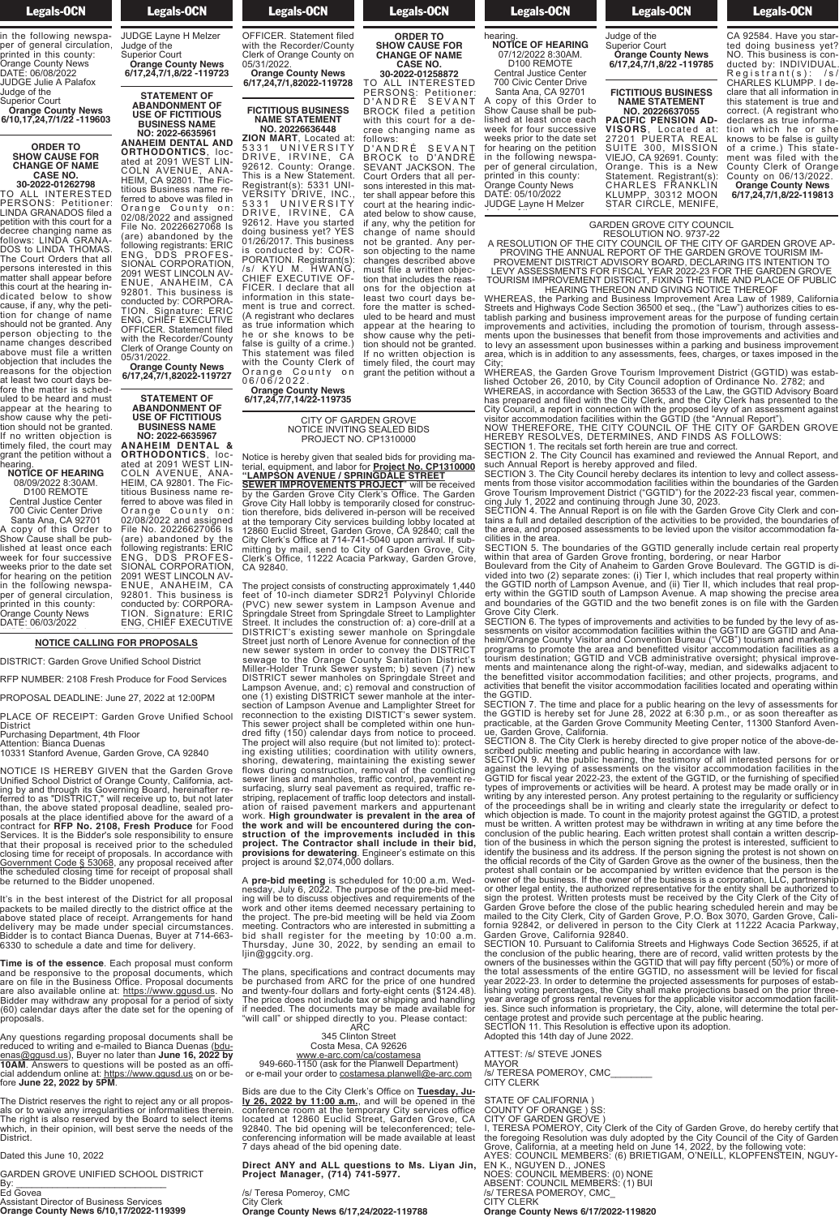in the following newspaper of general circulation, printed in this county: Orange County News
DATE: 06/08/2022
JUDGE Julie A Palafox
Judge of the
Superior Court
**Orange County News 6/10,17,24,7/1/22 -119603**

**ORDER TO SHOW CAUSE FOR CHANGE OF NAME CASE NO. 30-2022-01262798**

TO ALL INTERESTED PERSONS: Petitioner: LINDA GRANADOS filed a petition with this court for a decree changing name as follows: LINDA GRANADOS to LINDA THOMAS. The Court Orders that all persons interested in this matter shall appear before this court at the hearing indicated below to show cause, if any, why the petition for change of name should not be granted. Any person objecting to the name changes described above must file a written objection that includes the reasons for the objection at least two court days before the matter is scheduled to be heard and must appear at the hearing to show cause why the petition should not be granted. If no written objection is timely filed, the court may grant the petition without a hearing.

**NOTICE OF HEARING**
08/09/2022 8:30AM.
D100 REMOTE
Central Justice Center
700 Civic Center Drive
Santa Ana, CA 92701
A copy of this Order to Show Cause shall be published at least once each week for four successive weeks prior to the date set for hearing on the petition in the following newspaper of general circulation, printed in this county: Orange County News
DATE: 06/03/2022
JUDGE Layne H Melzer
Judge of the
Superior Court
**Orange County News 6/17,24,7/1,8/22 -119723**

**STATEMENT OF ABANDONMENT OF USE OF FICTITIOUS BUSINESS NAME NO: 2022-6635961**

**ANAHEIM DENTAL AND ORTHODONTICS**, located at 2091 WEST LINCOLN AVENUE, ANAHEIM, CA 92801. The Fictitious Business name referred to above was filed in Orange County on: 02/08/2022 and assigned File No. 20226627068 Is (are) abandoned by the following registrants: ERIC ENG, DDS PROFESSIONAL CORPORATION, 2091 WEST LINCOLN AVENUE, ANAHEIM, CA 92801. This business is conducted by: CORPORATION. Signature: ERIC ENG, CHIEF EXECUTIVE OFFICER. Statement filed with the Recorder/County Clerk of Orange County on 05/31/2022.
**Orange County News 6/17,24,7/1,82022-119727**

**STATEMENT OF ABANDONMENT OF USE OF FICTITIOUS BUSINESS NAME NO: 2022-6635967**

**ANAHEIM DENTAL & ORTHODONTICS**, located at 2091 WEST LINCOLN AVENUE, ANAHEIM, CA 92801. The Fictitious Business name referred to above was filed in Orange County on: 02/08/2022 and assigned File No. 20226627066 Is (are) abandoned by the following registrants: ERIC ENG, DDS PROFESSIONAL CORPORATION, 2091 WEST LINCOLN AVENUE, ANAHEIM, CA 92801. This business is conducted by: CORPORATION. Signature: ERIC ENG, CHIEF EXECUTIVE OFFICER. Statement filed with the Recorder/County Clerk of Orange County on 05/31/2022.
**Orange County News 6/17,24,7/1,82022-119728**

**FICTITIOUS BUSINESS NAME STATEMENT NO. 20226636448**

**ZION MART**, Located at: 5331 UNIVERSITY DRIVE, IRVINE, CA 92612. County: Orange. This is a New Statement. Registrant(s): 5331 UNIVERSITY DRIVE, INC., 5331 UNIVERSITY DRIVE, IRVINE, CA 92612. Have you started doing business yet? YES 01/26/2017. This business is conducted by: CORPORATION. Registrant(s): /s/ KYU M. HWANG, CHIEF EXECUTIVE OFFICER. I declare that all information in this statement is true and correct. (A registrant who declares as true information which he or she knows to be false is guilty of a crime.) This statement was filed with the County Clerk of Orange County on 06/06/2022.
**Orange County News 6/17,24,7/1,14/22-119735**

**ORDER TO SHOW CAUSE FOR CHANGE OF NAME CASE NO. 30-2022-01258872**

TO ALL INTERESTED PERSONS: Petitioner: D'ANDRÉ SEVANT BROCK filed a petition with this court for a decree changing name as follows: D'ANDRÉ SEVANT BROCK to D'ANDRÉ SEVANT JACKSON. The Court Orders that all persons interested in this matter shall appear before this court at the hearing indicated below to show cause, if any, why the petition for change of name should not be granted. Any person objecting to the name changes described above must file a written objection that includes the reasons for the objection at least two court days before the matter is scheduled to be heard and must appear at the hearing to show cause why the petition should not be granted. If no written objection is timely filed, the court may grant the petition without a hearing.

**NOTICE OF HEARING**
07/12/2022 8:30AM.
D100 REMOTE
Central Justice Center
700 Civic Center Drive
Santa Ana, CA 92701
A copy of this Order to Show Cause shall be published at least once each week for four successive weeks prior to the date set for hearing on the petition in the following newspaper of general circulation, printed in this county: Orange County News
DATE: 05/10/2022
JUDGE Layne H Melzer
Judge of the
Superior Court
**Orange County News 6/17,24,7/1,8/22 -119785**

**FICTITIOUS BUSINESS NAME STATEMENT NO. 20226637055**

**PACIFIC PENSION ADVISORS**, Located at: 27201 PUERTA REAL SUITE 300, MISSION VIEJO, CA 92691. County: Orange. This is a New Statement. Registrant(s): CHARLES FRANKLIN KLUMPP, 30312 MOON STAR CIRCLE, MENIFE, CA 92584. Have you started doing business yet? NO. This business is conducted by: INDIVIDUAL. Registrant(s): /s/ CHARLES KLUMPP. I declare that all information in this statement is true and correct. (A registrant who declares as true information which he or she knows to be false is guilty of a crime.) This statement was filed with the County Clerk of Orange County on 06/13/2022.
**Orange County News 6/17,24,7/1,8/22-119813**

## NOTICE CALLING FOR PROPOSALS

DISTRICT: Garden Grove Unified School District

RFP NUMBER: 2108 Fresh Produce for Food Services

PROPOSAL DEADLINE: June 27, 2022 at 12:00PM

PLACE OF RECEIPT: Garden Grove Unified School District
Purchasing Department, 4th Floor
Attention: Bianca Duenas
10331 Stanford Avenue, Garden Grove, CA 92840

NOTICE IS HEREBY GIVEN that the Garden Grove Unified School District of Orange County, California, acting by and through its Governing Board, hereinafter referred to as "DISTRICT," will receive up to, but not later than, the above stated proposal deadline, sealed proposals at the place identified above for the award of a contract for **RFP No. 2108, Fresh Produce** for Food Services. It is the Bidder's sole responsibility to ensure that their proposal is received prior to the scheduled closing time for receipt of proposals. In accordance with Government Code § 53068, any proposal received after the scheduled closing time for receipt of proposal shall be returned to the Bidder unopened.

It's in the best interest of the District for all proposal packets to be mailed directly to the district office at the above stated place of receipt. Arrangements for hand delivery may be made under special circumstances. Bidder is to contact Bianca Duenas, Buyer at 714-663-6330 to schedule a date and time for delivery.

**Time is of the essence**. Each proposal must conform and be responsive to the proposal documents, which are on file in the Business Office. Proposal documents are also available online at: https://www.ggusd.us. No Bidder may withdraw any proposal for a period of sixty (60) calendar days after the date set for the opening of proposals.

Any questions regarding proposal documents shall be reduced to writing and e-mailed to Bianca Duenas (bduenas@ggusd.us), Buyer no later than **June 16, 2022 by 10AM**. Answers to questions will be posted as an official addendum online at: https://www.ggusd.us on or before **June 22, 2022 by 5PM**.

The District reserves the right to reject any or all proposals or to waive any irregularities or informalities therein. The right is also reserved by the Board to select items which, in their opinion, will best serve the needs of the District.

Dated this June 10, 2022

GARDEN GROVE UNIFIED SCHOOL DISTRICT
By: ______________________
Ed Govea
Assistant Director of Business Services
**Orange County News 6/10,17/2022-119399**

## CITY OF GARDEN GROVE NOTICE INVITING SEALED BIDS PROJECT NO. CP1310000

Notice is hereby given that sealed bids for providing material, equipment, and labor for **Project No. CP1310000 "LAMPSON AVENUE / SPRINGDALE STREET SEWER IMPROVEMENTS PROJECT"** will be received by the Garden Grove City Clerk's Office. The Garden Grove City Hall lobby is temporarily closed for construction therefore, bids delivered in-person will be received at the temporary City services building lobby located at 12860 Euclid Street, Garden Grove, CA 92840; call the City Clerk's Office at 714-741-5040 upon arrival. If submitting by mail, send to City of Garden Grove, City Clerk's Office, 11222 Acacia Parkway, Garden Grove, CA 92840.

The project consists of constructing approximately 1,440 feet of 10-inch diameter SDR21 Polyvinyl Chloride (PVC) new sewer system in Lampson Avenue and Springdale Street from Springdale Street to Lamplighter Street. It includes the construction of: a) core-drill at a DISTRICT's existing sewer manhole on Springdale Street just north of Lenore Avenue for connection of the new sewer system in order to convey the DISTRICT sewage to the Orange County Sanitation District's Miller-Holder Trunk Sewer system; b) seven (7) new DISTRICT sewer manholes on Springdale Street and Lampson Avenue, and; c) removal and construction of one (1) existing DISTRICT sewer manhole at the intersection of Lampson Avenue and Lamplighter Street for reconnection to the existing DISTRICT's sewer system. This sewer project shall be completed within one hundred fifty (150) calendar days from notice to proceed. The project will also require (but not limited to): protecting existing utilities; coordination with utility owners, shoring, dewatering, maintaining the existing sewer flows during construction, removal of the conflicting sewer lines and manholes, traffic control, pavement resurfacing, slurry seal pavement as required, traffic restriping, replacement of traffic loop detectors and installation of raised pavement markers and appurtenant work. **High groundwater is prevalent in the area of the work and will be encountered during the construction of the improvements included in this project. The Contractor shall include in their bid, provisions for dewatering**. Engineer's estimate on this project is around $2,074,000 dollars.

A **pre-bid meeting** is scheduled for 10:00 a.m. Wednesday, July 6, 2022. The purpose of the pre-bid meeting will be to discuss objectives and requirements of the work and other items deemed necessary pertaining to the project. The pre-bid meeting will be held via Zoom meeting. Contractors who are interested in submitting a bid shall register for the meeting by 10:00 a.m. Thursday, June 30, 2022, by sending an email to ljin@ggcity.org.

The plans, specifications and contract documents may be purchased from ARC for the price of one hundred and twenty-four dollars and forty-eight cents ($124.48). The price does not include tax or shipping and handling if needed. The documents may be made available for "will call" or shipped directly to you. Please contact:

ARC
345 Clinton Street
Costa Mesa, CA 92626
www.e-arc.com/ca/costamesa
949-660-1150 (ask for the Planwell Department)
or e-mail your order to costamesa.planwell@e-arc.com

Bids are due to the City Clerk's Office on **Tuesday, July 26, 2022 by 11:00 a.m.**, and will be opened in the conference room at the temporary City services office located at 12860 Euclid Street, Garden Grove, CA 92840. The bid opening will be teleconferenced; teleconferencing information will be made available at least 7 days ahead of the bid opening date.

**Direct ANY and ALL questions to Ms. Liyan Jin, Project Manager, (714) 741-5977.**

/s/ Teresa Pomeroy, CMC
City Clerk
**Orange County News 6/17,24/2022-119788**

## GARDEN GROVE CITY COUNCIL RESOLUTION NO. 9737-22

A RESOLUTION OF THE CITY COUNCIL OF THE CITY OF GARDEN GROVE APPROVING THE ANNUAL REPORT OF THE GARDEN GROVE TOURISM IMPROVEMENT DISTRICT ADVISORY BOARD, DECLARING ITS INTENTION TO LEVY ASSESSMENTS FOR FISCAL YEAR 2022-23 FOR THE GARDEN GROVE TOURISM IMPROVEMENT DISTRICT, FIXING THE TIME AND PLACE OF PUBLIC HEARING THEREON AND GIVING NOTICE THEREOF

WHEREAS, the Parking and Business Improvement Area Law of 1989, California Streets and Highways Code Section 36500 et seq., (the "Law") authorizes cities to establish parking and business improvement areas for the purpose of funding certain improvements and activities, including the promotion of tourism, through assessments upon the businesses that benefit from those improvements and activities and to levy an assessment upon businesses within a parking and business improvement area, which is in addition to any assessments, fees, charges, or taxes imposed in the City;

WHEREAS, the Garden Grove Tourism Improvement District (GGTID) was established October 26, 2010, by City Council adoption of Ordinance No. 2782; and

WHEREAS, in accordance with Section 36533 of the Law, the GGTID Advisory Board has prepared and filed with the City Clerk, and the City Clerk has presented to the City Council, a report in connection with the proposed levy of an assessment against visitor accommodation facilities within the GGTID (the "Annual Report").

NOW THEREFORE, THE CITY COUNCIL OF THE CITY OF GARDEN GROVE HEREBY RESOLVES, DETERMINES, AND FINDS AS FOLLOWS:

SECTION 1. The recitals set forth herein are true and correct.

SECTION 2. The City Council has examined and reviewed the Annual Report, and such Annual Report is hereby approved and filed.

SECTION 3. The City Council hereby declares its intention to levy and collect assessments from those visitor accommodation facilities within the boundaries of the Garden Grove Tourism Improvement District ("GGTID") for the 2022-23 fiscal year, commencing July 1, 2022 and continuing through June 30, 2023.

SECTION 4. The Annual Report is on file with the Garden Grove City Clerk and contains a full and detailed description of the activities to be provided, the boundaries of the area, and proposed assessments to be levied upon the visitor accommodation facilities in the area.

SECTION 5. The boundaries of the GGTID generally include certain real property within that area of Garden Grove fronting, bordering, or near Harbor Boulevard from the City of Anaheim to Garden Grove Boulevard. The GGTID is divided into two (2) separate zones: (i) Tier I, which includes that real property within the GGTID north of Lampson Avenue, and (ii) Tier II, which includes that real property within the GGTID south of Lampson Avenue. A map showing the precise area and boundaries of the GGTID and the two benefit zones is on file with the Garden Grove City Clerk.

SECTION 6. The types of improvements and activities to be funded by the levy of assessments on visitor accommodation facilities within the GGTID are GGTID and Anaheim/Orange County Visitor and Convention Bureau ("VCB") tourism and marketing programs to promote the area and benefitted visitor accommodation facilities as a tourism destination; GGTID and VCB administrative oversight; physical improvements and maintenance along the right-of-way, median, and sidewalks adjacent to the benefitted visitor accommodation facilities; and other projects, programs, and activities that benefit the visitor accommodation facilities located and operating within the GGTID.

SECTION 7. The time and place for a public hearing on the levy of assessments for the GGTID is hereby set for June 28, 2022 at 6:30 p.m., or as soon thereafter as practicable, at the Garden Grove Community Meeting Center, 11300 Stanford Avenue, Garden Grove, California.

SECTION 8. The City Clerk is hereby directed to give proper notice of the above-described public meeting and public hearing in accordance with law.

SECTION 9. At the public hearing, the testimony of all interested persons for or against the levying of assessments on the visitor accommodation facilities in the GGTID for fiscal year 2022-23, the extent of the GGTID, or the furnishing of specified types of improvements or activities will be heard. A protest may be made orally or in writing by any interested person. Any protest pertaining to the regularity or sufficiency of the proceedings shall be in writing and clearly state the irregularity or defect to which objection is made. To count in the majority protest against the GGTID, a protest must be written. A written protest may be withdrawn in writing at any time before the conclusion of the public hearing. Each written protest shall contain a written description of the business in which the person signing the protest is interested, sufficient to identify the business and its address. If the person signing the protest is not shown on the official records of the City of Garden Grove as the owner of the business, then the protest shall contain or be accompanied by written evidence that the person is the owner of the business. If the owner of the business is a corporation, LLC, partnership or other legal entity, the authorized representative for the entity shall be authorized to sign the protest. Written protests must be received by the City Clerk of the City of Garden Grove before the close of the public hearing scheduled herein and may be mailed to the City Clerk, City of Garden Grove, P.O. Box 3070, Garden Grove, California 92842, or delivered in person to the City Clerk at 11222 Acacia Parkway, Garden Grove, California 92840.

SECTION 10. Pursuant to California Streets and Highways Code Section 36525, if at the conclusion of the public hearing, there are of record, valid written protests by the owners of the businesses within the GGTID that will pay fifty percent (50%) or more of the total assessments of the entire GGTID, no assessment will be levied for fiscal year 2022-23. In order to determine the projected assessments for purposes of establishing voting percentages, the City shall make projections based on the prior three-year average of gross rental revenues for the applicable visitor accommodation facilities. Since such information is proprietary, the City, alone, will determine the total percentage protest and provide such percentage at the public hearing.

SECTION 11. This Resolution is effective upon its adoption.

Adopted this 14th day of June 2022.

ATTEST: /s/ STEVE JONES
MAYOR
/s/ TERESA POMEROY, CMC________
CITY CLERK

STATE OF CALIFORNIA )
COUNTY OF ORANGE ) SS:
CITY OF GARDEN GROVE )
I, TERESA POMEROY, City Clerk of the City of Garden Grove, do hereby certify that the foregoing Resolution was duly adopted by the City Council of the City of Garden Grove, California, at a meeting held on June 14, 2022, by the following vote:
AYES: COUNCIL MEMBERS: (6) BRIETIGAM, O'NEILL, KLOPFENSTEIN, NGUYEN K., NGUYEN D., JONES
NOES: COUNCIL MEMBERS: (0) NONE
ABSENT: COUNCIL MEMBERS: (1) BUI
/s/ TERESA POMEROY, CMC_
CITY CLERK
**Orange County News 6/17/2022-119820**